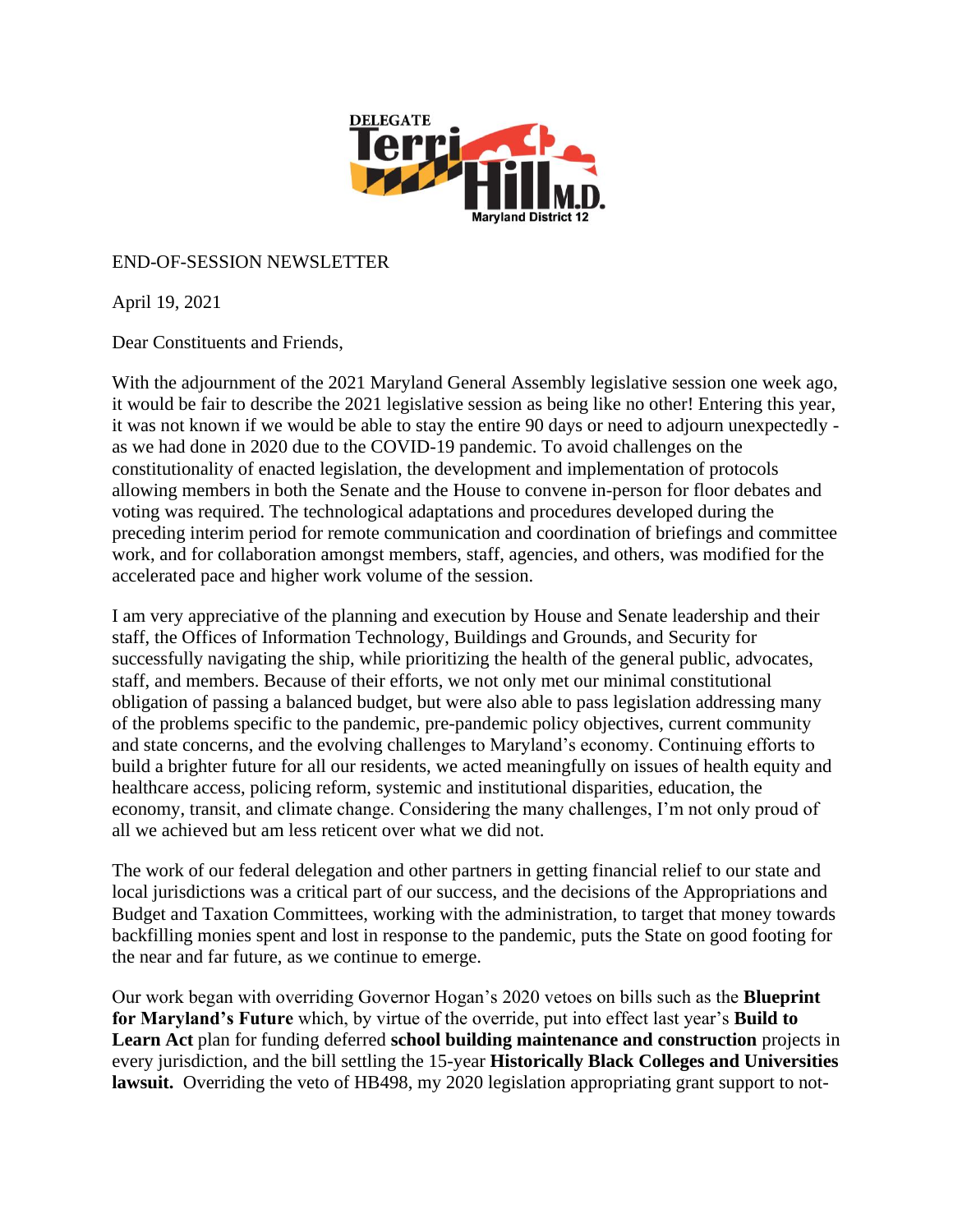DELEGATE Terri Hill M.D. Maryland District 12

END-OF-SESSION NEWSLETTER

April 19, 2021

Dear Constituents and Friends,

With the adjournment of the 2021 Maryland General Assembly legislative session one week ago, it would be fair to describe the 2021 legislative session as being like no other! Entering this year, it was not known if we would be able to stay the entire 90 days or need to adjourn unexpectedly - as we had done in 2020 due to the COVID-19 pandemic. To avoid challenges on the constitutionality of enacted legislation, the development and implementation of protocols allowing members in both the Senate and the House to convene in-person for floor debates and voting was required. The technological adaptations and procedures developed during the preceding interim period for remote communication and coordination of briefings and committee work, and for collaboration amongst members, staff, agencies, and others, was modified for the accelerated pace and higher work volume of the session.

I am very appreciative of the planning and execution by House and Senate leadership and their staff, the Offices of Information Technology, Buildings and Grounds, and Security for successfully navigating the ship, while prioritizing the health of the general public, advocates, staff, and members. Because of their efforts, we not only met our minimal constitutional obligation of passing a balanced budget, but were also able to pass legislation addressing many of the problems specific to the pandemic, pre-pandemic policy objectives, current community and state concerns, and the evolving challenges to Maryland's economy. Continuing efforts to build a brighter future for all our residents, we acted meaningfully on issues of health equity and healthcare access, policing reform, systemic and institutional disparities, education, the economy, transit, and climate change. Considering the many challenges, I'm not only proud of all we achieved but am less reticent over what we did not.

The work of our federal delegation and other partners in getting financial relief to our state and local jurisdictions was a critical part of our success, and the decisions of the Appropriations and Budget and Taxation Committees, working with the administration, to target that money towards backfilling monies spent and lost in response to the pandemic, puts the State on good footing for the near and far future, as we continue to emerge.

Our work began with overriding Governor Hogan's 2020 vetoes on bills such as the **Blueprint for Maryland's Future** which, by virtue of the override, put into effect last year's **Build to Learn Act** plan for funding deferred **school building maintenance and construction** projects in every jurisdiction, and the bill settling the 15-year **Historically Black Colleges and Universities lawsuit.** Overriding the veto of HB498, my 2020 legislation appropriating grant support to not-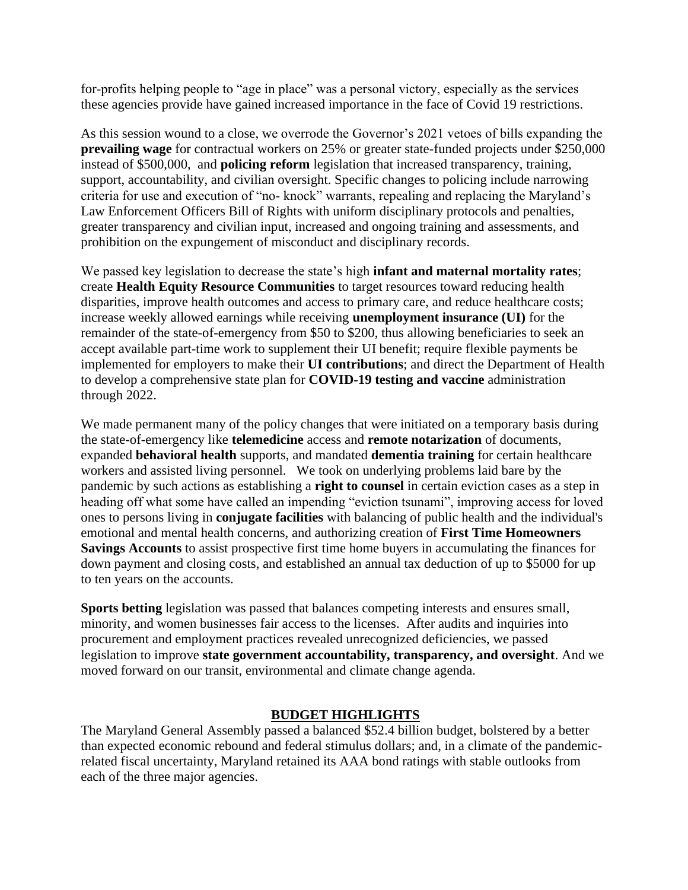for-profits helping people to "age in place" was a personal victory, especially as the services these agencies provide have gained increased importance in the face of Covid 19 restrictions.

As this session wound to a close, we overrode the Governor's 2021 vetoes of bills expanding the **prevailing wage** for contractual workers on 25% or greater state-funded projects under $250,000 instead of $500,000, and **policing reform** legislation that increased transparency, training, support, accountability, and civilian oversight. Specific changes to policing include narrowing criteria for use and execution of "no- knock" warrants, repealing and replacing the Maryland's Law Enforcement Officers Bill of Rights with uniform disciplinary protocols and penalties, greater transparency and civilian input, increased and ongoing training and assessments, and prohibition on the expungement of misconduct and disciplinary records.

We passed key legislation to decrease the state's high **infant and maternal mortality rates**; create **Health Equity Resource Communities** to target resources toward reducing health disparities, improve health outcomes and access to primary care, and reduce healthcare costs; increase weekly allowed earnings while receiving **unemployment insurance (UI)** for the remainder of the state-of-emergency from $50 to $200, thus allowing beneficiaries to seek an accept available part-time work to supplement their UI benefit; require flexible payments be implemented for employers to make their **UI contributions**; and direct the Department of Health to develop a comprehensive state plan for **COVID-19 testing and vaccine** administration through 2022.

We made permanent many of the policy changes that were initiated on a temporary basis during the state-of-emergency like **telemedicine** access and **remote notarization** of documents, expanded **behavioral health** supports, and mandated **dementia training** for certain healthcare workers and assisted living personnel. We took on underlying problems laid bare by the pandemic by such actions as establishing a **right to counsel** in certain eviction cases as a step in heading off what some have called an impending "eviction tsunami", improving access for loved ones to persons living in **conjugate facilities** with balancing of public health and the individual's emotional and mental health concerns, and authorizing creation of **First Time Homeowners Savings Accounts** to assist prospective first time home buyers in accumulating the finances for down payment and closing costs, and established an annual tax deduction of up to $5000 for up to ten years on the accounts.

**Sports betting** legislation was passed that balances competing interests and ensures small, minority, and women businesses fair access to the licenses. After audits and inquiries into procurement and employment practices revealed unrecognized deficiencies, we passed legislation to improve **state government accountability, transparency, and oversight**. And we moved forward on our transit, environmental and climate change agenda.

## BUDGET HIGHLIGHTS

The Maryland General Assembly passed a balanced $52.4 billion budget, bolstered by a better than expected economic rebound and federal stimulus dollars; and, in a climate of the pandemic-related fiscal uncertainty, Maryland retained its AAA bond ratings with stable outlooks from each of the three major agencies.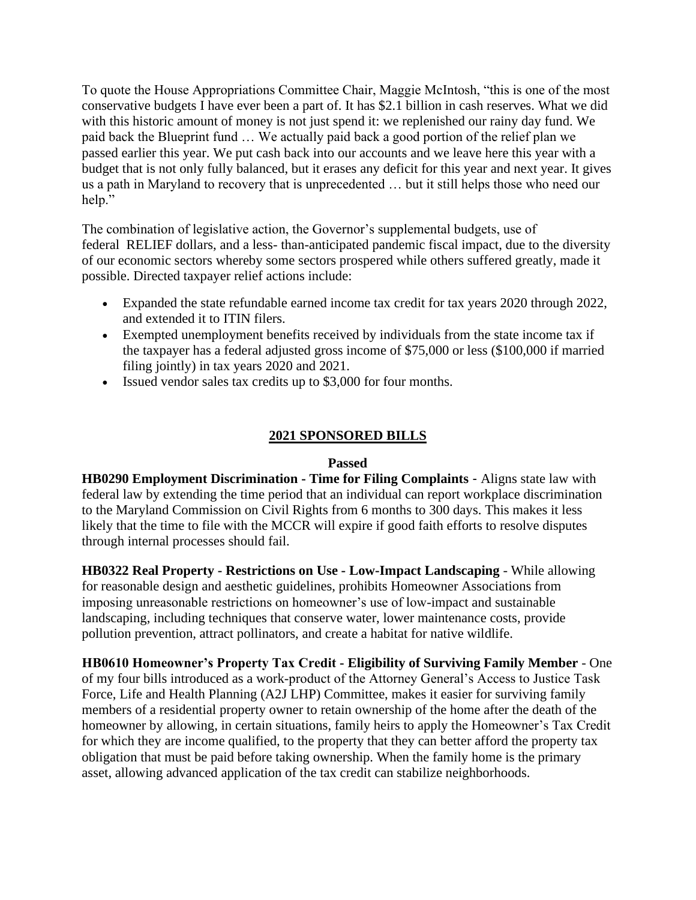To quote the House Appropriations Committee Chair, Maggie McIntosh, "this is one of the most conservative budgets I have ever been a part of. It has $2.1 billion in cash reserves. What we did with this historic amount of money is not just spend it: we replenished our rainy day fund. We paid back the Blueprint fund … We actually paid back a good portion of the relief plan we passed earlier this year. We put cash back into our accounts and we leave here this year with a budget that is not only fully balanced, but it erases any deficit for this year and next year. It gives us a path in Maryland to recovery that is unprecedented … but it still helps those who need our help."

The combination of legislative action, the Governor's supplemental budgets, use of federal RELIEF dollars, and a less- than-anticipated pandemic fiscal impact, due to the diversity of our economic sectors whereby some sectors prospered while others suffered greatly, made it possible. Directed taxpayer relief actions include:

- Expanded the state refundable earned income tax credit for tax years 2020 through 2022, and extended it to ITIN filers.
- Exempted unemployment benefits received by individuals from the state income tax if the taxpayer has a federal adjusted gross income of $75,000 or less ($100,000 if married filing jointly) in tax years 2020 and 2021.
- Issued vendor sales tax credits up to $3,000 for four months.

## 2021 SPONSORED BILLS

### Passed

**HB0290 Employment Discrimination - Time for Filing Complaints** - Aligns state law with federal law by extending the time period that an individual can report workplace discrimination to the Maryland Commission on Civil Rights from 6 months to 300 days. This makes it less likely that the time to file with the MCCR will expire if good faith efforts to resolve disputes through internal processes should fail.

**HB0322 Real Property - Restrictions on Use - Low-Impact Landscaping** - While allowing for reasonable design and aesthetic guidelines, prohibits Homeowner Associations from imposing unreasonable restrictions on homeowner's use of low-impact and sustainable landscaping, including techniques that conserve water, lower maintenance costs, provide pollution prevention, attract pollinators, and create a habitat for native wildlife.

**HB0610 Homeowner's Property Tax Credit - Eligibility of Surviving Family Member** - One of my four bills introduced as a work-product of the Attorney General's Access to Justice Task Force, Life and Health Planning (A2J LHP) Committee, makes it easier for surviving family members of a residential property owner to retain ownership of the home after the death of the homeowner by allowing, in certain situations, family heirs to apply the Homeowner's Tax Credit for which they are income qualified, to the property that they can better afford the property tax obligation that must be paid before taking ownership. When the family home is the primary asset, allowing advanced application of the tax credit can stabilize neighborhoods.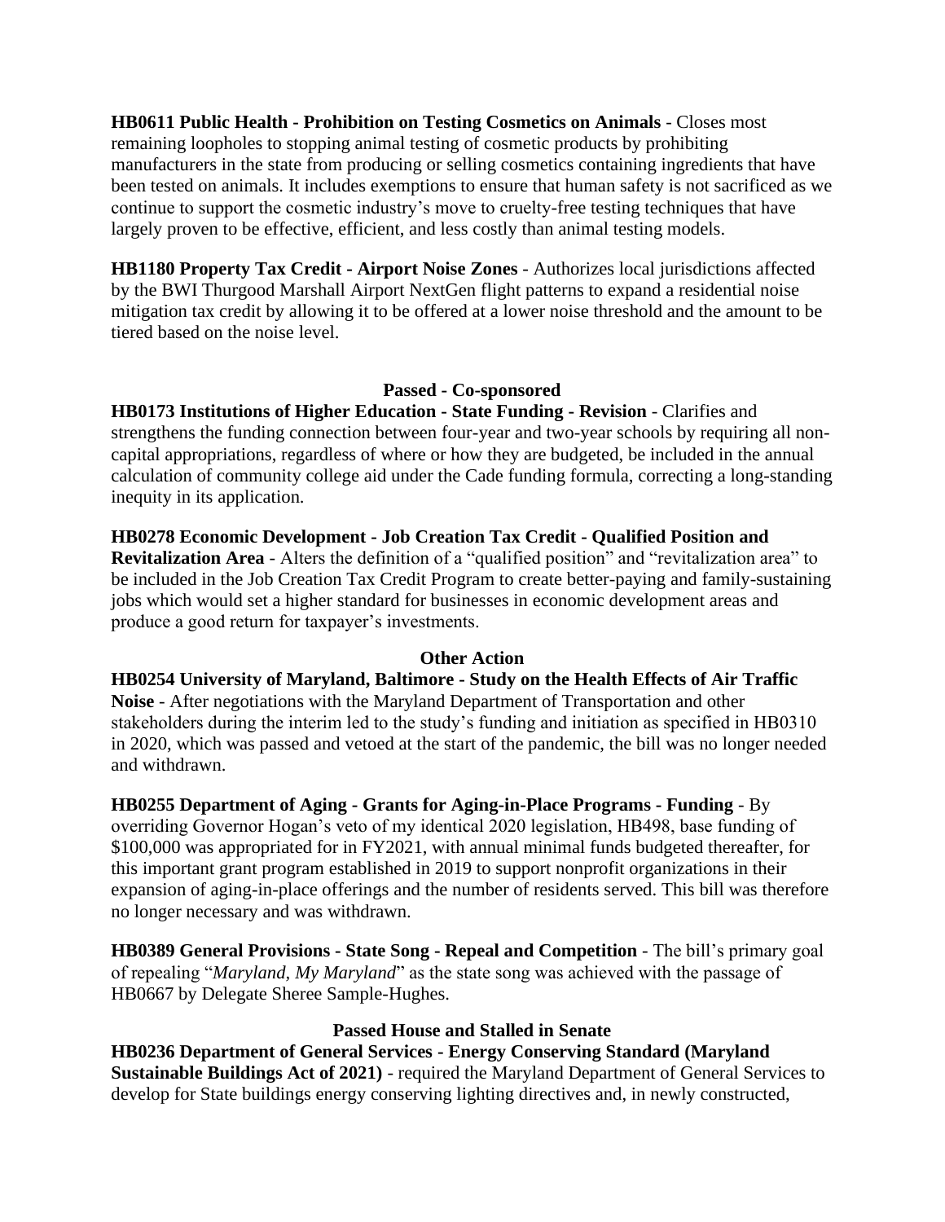**HB0611 Public Health - Prohibition on Testing Cosmetics on Animals** - Closes most remaining loopholes to stopping animal testing of cosmetic products by prohibiting manufacturers in the state from producing or selling cosmetics containing ingredients that have been tested on animals. It includes exemptions to ensure that human safety is not sacrificed as we continue to support the cosmetic industry's move to cruelty-free testing techniques that have largely proven to be effective, efficient, and less costly than animal testing models.

**HB1180 Property Tax Credit - Airport Noise Zones** - Authorizes local jurisdictions affected by the BWI Thurgood Marshall Airport NextGen flight patterns to expand a residential noise mitigation tax credit by allowing it to be offered at a lower noise threshold and the amount to be tiered based on the noise level.

### Passed - Co-sponsored

**HB0173 Institutions of Higher Education - State Funding - Revision** - Clarifies and strengthens the funding connection between four-year and two-year schools by requiring all non-capital appropriations, regardless of where or how they are budgeted, be included in the annual calculation of community college aid under the Cade funding formula, correcting a long-standing inequity in its application.

**HB0278 Economic Development - Job Creation Tax Credit - Qualified Position and Revitalization Area** - Alters the definition of a "qualified position" and "revitalization area" to be included in the Job Creation Tax Credit Program to create better-paying and family-sustaining jobs which would set a higher standard for businesses in economic development areas and produce a good return for taxpayer's investments.

### Other Action

**HB0254 University of Maryland, Baltimore - Study on the Health Effects of Air Traffic Noise** - After negotiations with the Maryland Department of Transportation and other stakeholders during the interim led to the study's funding and initiation as specified in HB0310 in 2020, which was passed and vetoed at the start of the pandemic, the bill was no longer needed and withdrawn.

**HB0255 Department of Aging - Grants for Aging-in-Place Programs - Funding** - By overriding Governor Hogan's veto of my identical 2020 legislation, HB498, base funding of \$100,000 was appropriated for in FY2021, with annual minimal funds budgeted thereafter, for this important grant program established in 2019 to support nonprofit organizations in their expansion of aging-in-place offerings and the number of residents served. This bill was therefore no longer necessary and was withdrawn.

**HB0389 General Provisions - State Song - Repeal and Competition** - The bill's primary goal of repealing "*Maryland, My Maryland*" as the state song was achieved with the passage of HB0667 by Delegate Sheree Sample-Hughes.

### Passed House and Stalled in Senate

**HB0236 Department of General Services - Energy Conserving Standard (Maryland Sustainable Buildings Act of 2021)** - required the Maryland Department of General Services to develop for State buildings energy conserving lighting directives and, in newly constructed,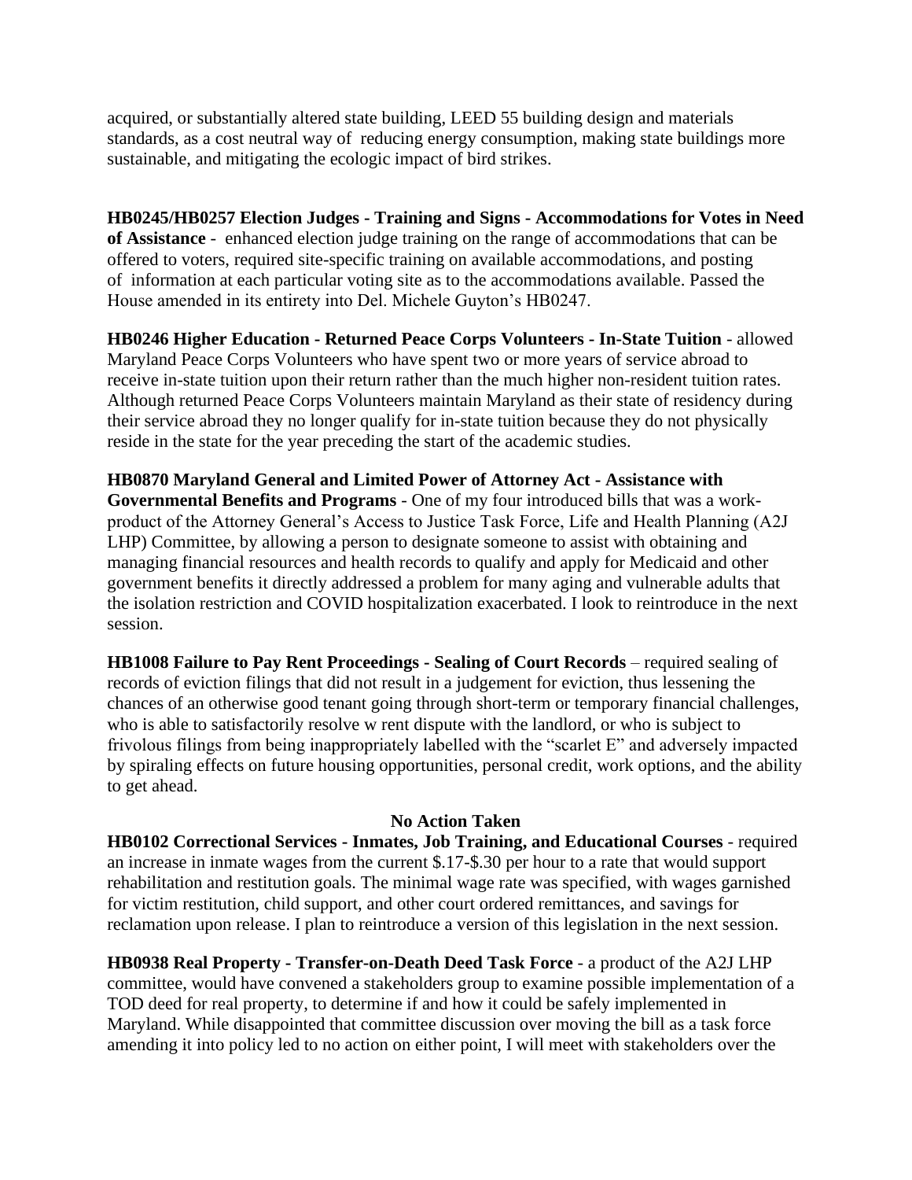acquired, or substantially altered state building, LEED 55 building design and materials standards, as a cost neutral way of reducing energy consumption, making state buildings more sustainable, and mitigating the ecologic impact of bird strikes.

**HB0245/HB0257 Election Judges - Training and Signs - Accommodations for Votes in Need of Assistance** - enhanced election judge training on the range of accommodations that can be offered to voters, required site-specific training on available accommodations, and posting of information at each particular voting site as to the accommodations available. Passed the House amended in its entirety into Del. Michele Guyton's HB0247.

**HB0246 Higher Education - Returned Peace Corps Volunteers - In-State Tuition** - allowed Maryland Peace Corps Volunteers who have spent two or more years of service abroad to receive in-state tuition upon their return rather than the much higher non-resident tuition rates. Although returned Peace Corps Volunteers maintain Maryland as their state of residency during their service abroad they no longer qualify for in-state tuition because they do not physically reside in the state for the year preceding the start of the academic studies.

**HB0870 Maryland General and Limited Power of Attorney Act - Assistance with Governmental Benefits and Programs** - One of my four introduced bills that was a work-product of the Attorney General's Access to Justice Task Force, Life and Health Planning (A2J LHP) Committee, by allowing a person to designate someone to assist with obtaining and managing financial resources and health records to qualify and apply for Medicaid and other government benefits it directly addressed a problem for many aging and vulnerable adults that the isolation restriction and COVID hospitalization exacerbated. I look to reintroduce in the next session.

**HB1008 Failure to Pay Rent Proceedings - Sealing of Court Records** – required sealing of records of eviction filings that did not result in a judgement for eviction, thus lessening the chances of an otherwise good tenant going through short-term or temporary financial challenges, who is able to satisfactorily resolve w rent dispute with the landlord, or who is subject to frivolous filings from being inappropriately labelled with the "scarlet E" and adversely impacted by spiraling effects on future housing opportunities, personal credit, work options, and the ability to get ahead.

**No Action Taken**

**HB0102 Correctional Services - Inmates, Job Training, and Educational Courses** - required an increase in inmate wages from the current $.17-$.30 per hour to a rate that would support rehabilitation and restitution goals. The minimal wage rate was specified, with wages garnished for victim restitution, child support, and other court ordered remittances, and savings for reclamation upon release. I plan to reintroduce a version of this legislation in the next session.

**HB0938 Real Property - Transfer-on-Death Deed Task Force** - a product of the A2J LHP committee, would have convened a stakeholders group to examine possible implementation of a TOD deed for real property, to determine if and how it could be safely implemented in Maryland. While disappointed that committee discussion over moving the bill as a task force amending it into policy led to no action on either point, I will meet with stakeholders over the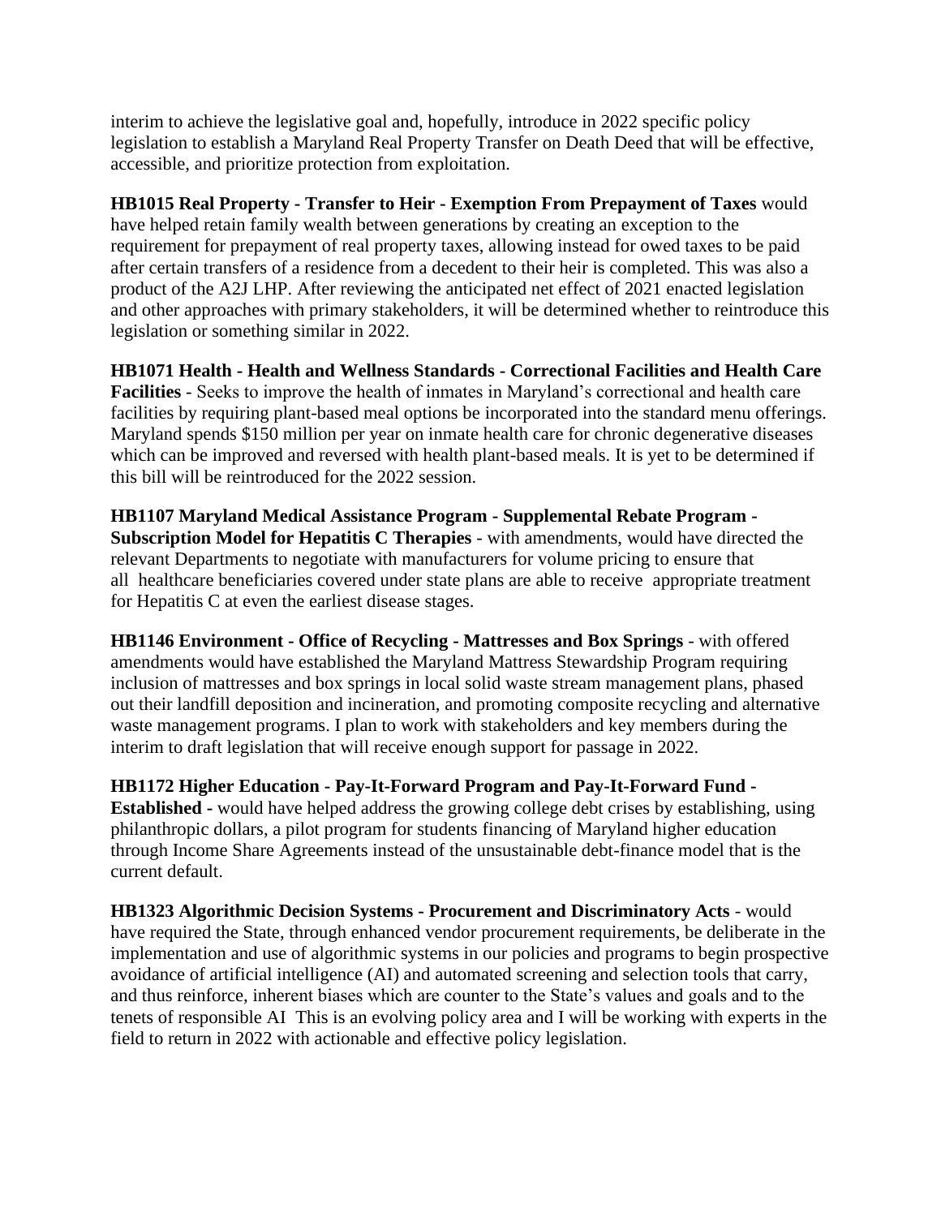interim to achieve the legislative goal and, hopefully, introduce in 2022 specific policy legislation to establish a Maryland Real Property Transfer on Death Deed that will be effective, accessible, and prioritize protection from exploitation.

**HB1015 Real Property - Transfer to Heir - Exemption From Prepayment of Taxes** would have helped retain family wealth between generations by creating an exception to the requirement for prepayment of real property taxes, allowing instead for owed taxes to be paid after certain transfers of a residence from a decedent to their heir is completed. This was also a product of the A2J LHP. After reviewing the anticipated net effect of 2021 enacted legislation and other approaches with primary stakeholders, it will be determined whether to reintroduce this legislation or something similar in 2022.

**HB1071 Health - Health and Wellness Standards - Correctional Facilities and Health Care Facilities** - Seeks to improve the health of inmates in Maryland's correctional and health care facilities by requiring plant-based meal options be incorporated into the standard menu offerings. Maryland spends $150 million per year on inmate health care for chronic degenerative diseases which can be improved and reversed with health plant-based meals. It is yet to be determined if this bill will be reintroduced for the 2022 session.

**HB1107 Maryland Medical Assistance Program - Supplemental Rebate Program - Subscription Model for Hepatitis C Therapies** - with amendments, would have directed the relevant Departments to negotiate with manufacturers for volume pricing to ensure that all healthcare beneficiaries covered under state plans are able to receive appropriate treatment for Hepatitis C at even the earliest disease stages.

**HB1146 Environment - Office of Recycling - Mattresses and Box Springs** - with offered amendments would have established the Maryland Mattress Stewardship Program requiring inclusion of mattresses and box springs in local solid waste stream management plans, phased out their landfill deposition and incineration, and promoting composite recycling and alternative waste management programs. I plan to work with stakeholders and key members during the interim to draft legislation that will receive enough support for passage in 2022.

**HB1172 Higher Education - Pay-It-Forward Program and Pay-It-Forward Fund - Established -** would have helped address the growing college debt crises by establishing, using philanthropic dollars, a pilot program for students financing of Maryland higher education through Income Share Agreements instead of the unsustainable debt-finance model that is the current default.

**HB1323 Algorithmic Decision Systems - Procurement and Discriminatory Acts** - would have required the State, through enhanced vendor procurement requirements, be deliberate in the implementation and use of algorithmic systems in our policies and programs to begin prospective avoidance of artificial intelligence (AI) and automated screening and selection tools that carry, and thus reinforce, inherent biases which are counter to the State's values and goals and to the tenets of responsible AI This is an evolving policy area and I will be working with experts in the field to return in 2022 with actionable and effective policy legislation.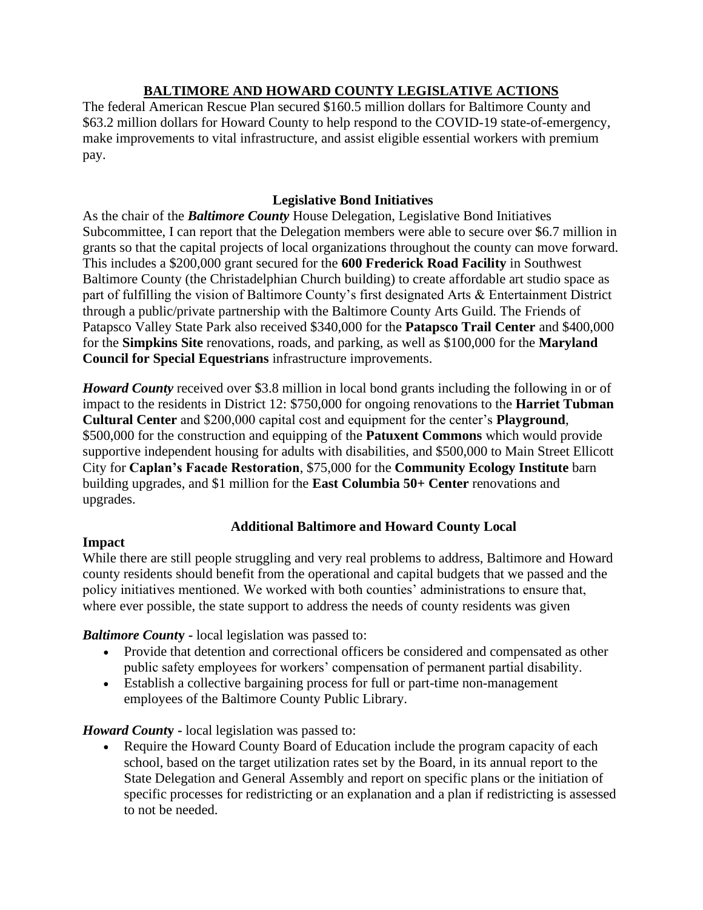## BALTIMORE AND HOWARD COUNTY LEGISLATIVE ACTIONS

The federal American Rescue Plan secured $160.5 million dollars for Baltimore County and $63.2 million dollars for Howard County to help respond to the COVID-19 state-of-emergency, make improvements to vital infrastructure, and assist eligible essential workers with premium pay.

### Legislative Bond Initiatives

As the chair of the ***Baltimore County*** House Delegation, Legislative Bond Initiatives Subcommittee, I can report that the Delegation members were able to secure over $6.7 million in grants so that the capital projects of local organizations throughout the county can move forward. This includes a $200,000 grant secured for the **600 Frederick Road Facility** in Southwest Baltimore County (the Christadelphian Church building) to create affordable art studio space as part of fulfilling the vision of Baltimore County's first designated Arts & Entertainment District through a public/private partnership with the Baltimore County Arts Guild. The Friends of Patapsco Valley State Park also received $340,000 for the **Patapsco Trail Center** and $400,000 for the **Simpkins Site** renovations, roads, and parking, as well as $100,000 for the **Maryland Council for Special Equestrians** infrastructure improvements.

***Howard County*** received over $3.8 million in local bond grants including the following in or of impact to the residents in District 12: $750,000 for ongoing renovations to the **Harriet Tubman Cultural Center** and $200,000 capital cost and equipment for the center's **Playground**, $500,000 for the construction and equipping of the **Patuxent Commons** which would provide supportive independent housing for adults with disabilities, and $500,000 to Main Street Ellicott City for **Caplan's Facade Restoration**, $75,000 for the **Community Ecology Institute** barn building upgrades, and $1 million for the **East Columbia 50+ Center** renovations and upgrades.

### Additional Baltimore and Howard County Local Impact

While there are still people struggling and very real problems to address, Baltimore and Howard county residents should benefit from the operational and capital budgets that we passed and the policy initiatives mentioned. We worked with both counties' administrations to ensure that, where ever possible, the state support to address the needs of county residents was given

***Baltimore County*** - local legislation was passed to:

- Provide that detention and correctional officers be considered and compensated as other public safety employees for workers' compensation of permanent partial disability.
- Establish a collective bargaining process for full or part-time non-management employees of the Baltimore County Public Library.

***Howard County*** - local legislation was passed to:

- Require the Howard County Board of Education include the program capacity of each school, based on the target utilization rates set by the Board, in its annual report to the State Delegation and General Assembly and report on specific plans or the initiation of specific processes for redistricting or an explanation and a plan if redistricting is assessed to not be needed.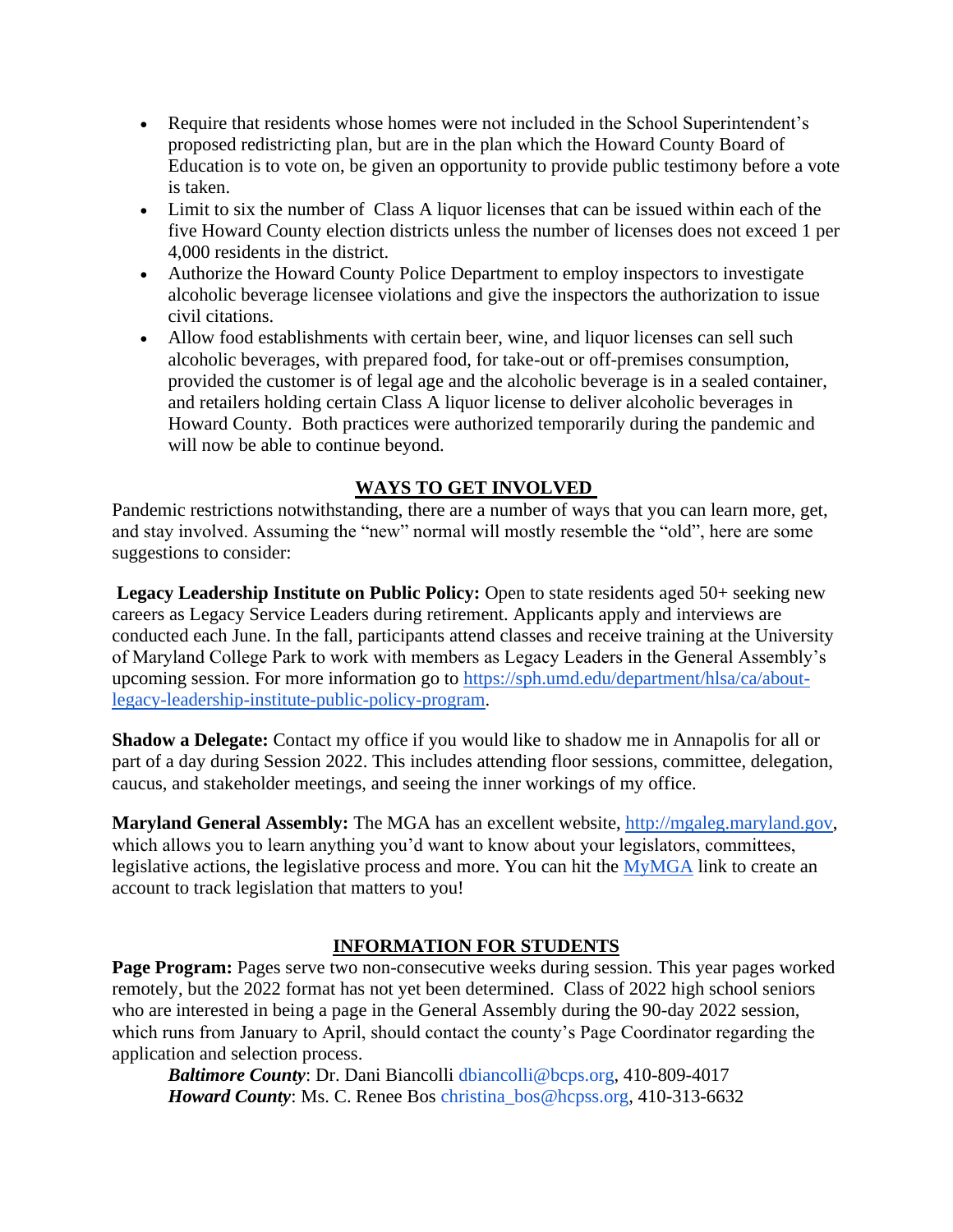- Require that residents whose homes were not included in the School Superintendent's proposed redistricting plan, but are in the plan which the Howard County Board of Education is to vote on, be given an opportunity to provide public testimony before a vote is taken.
- Limit to six the number of Class A liquor licenses that can be issued within each of the five Howard County election districts unless the number of licenses does not exceed 1 per 4,000 residents in the district.
- Authorize the Howard County Police Department to employ inspectors to investigate alcoholic beverage licensee violations and give the inspectors the authorization to issue civil citations.
- Allow food establishments with certain beer, wine, and liquor licenses can sell such alcoholic beverages, with prepared food, for take-out or off-premises consumption, provided the customer is of legal age and the alcoholic beverage is in a sealed container, and retailers holding certain Class A liquor license to deliver alcoholic beverages in Howard County. Both practices were authorized temporarily during the pandemic and will now be able to continue beyond.

## WAYS TO GET INVOLVED

Pandemic restrictions notwithstanding, there are a number of ways that you can learn more, get, and stay involved. Assuming the "new" normal will mostly resemble the "old", here are some suggestions to consider:

**Legacy Leadership Institute on Public Policy:** Open to state residents aged 50+ seeking new careers as Legacy Service Leaders during retirement. Applicants apply and interviews are conducted each June. In the fall, participants attend classes and receive training at the University of Maryland College Park to work with members as Legacy Leaders in the General Assembly's upcoming session. For more information go to [https://sph.umd.edu/department/hlsa/ca/about-legacy-leadership-institute-public-policy-program](https://sph.umd.edu/department/hlsa/ca/about-legacy-leadership-institute-public-policy-program).

**Shadow a Delegate:** Contact my office if you would like to shadow me in Annapolis for all or part of a day during Session 2022. This includes attending floor sessions, committee, delegation, caucus, and stakeholder meetings, and seeing the inner workings of my office.

**Maryland General Assembly:** The MGA has an excellent website, [http://mgaleg.maryland.gov](http://mgaleg.maryland.gov), which allows you to learn anything you'd want to know about your legislators, committees, legislative actions, the legislative process and more. You can hit the MyMGA link to create an account to track legislation that matters to you!

## INFORMATION FOR STUDENTS

**Page Program:** Pages serve two non-consecutive weeks during session. This year pages worked remotely, but the 2022 format has not yet been determined. Class of 2022 high school seniors who are interested in being a page in the General Assembly during the 90-day 2022 session, which runs from January to April, should contact the county's Page Coordinator regarding the application and selection process.

***Baltimore County***: Dr. Dani Biancolli dbiancolli@bcps.org, 410-809-4017
***Howard County***: Ms. C. Renee Bos christina_bos@hcpss.org, 410-313-6632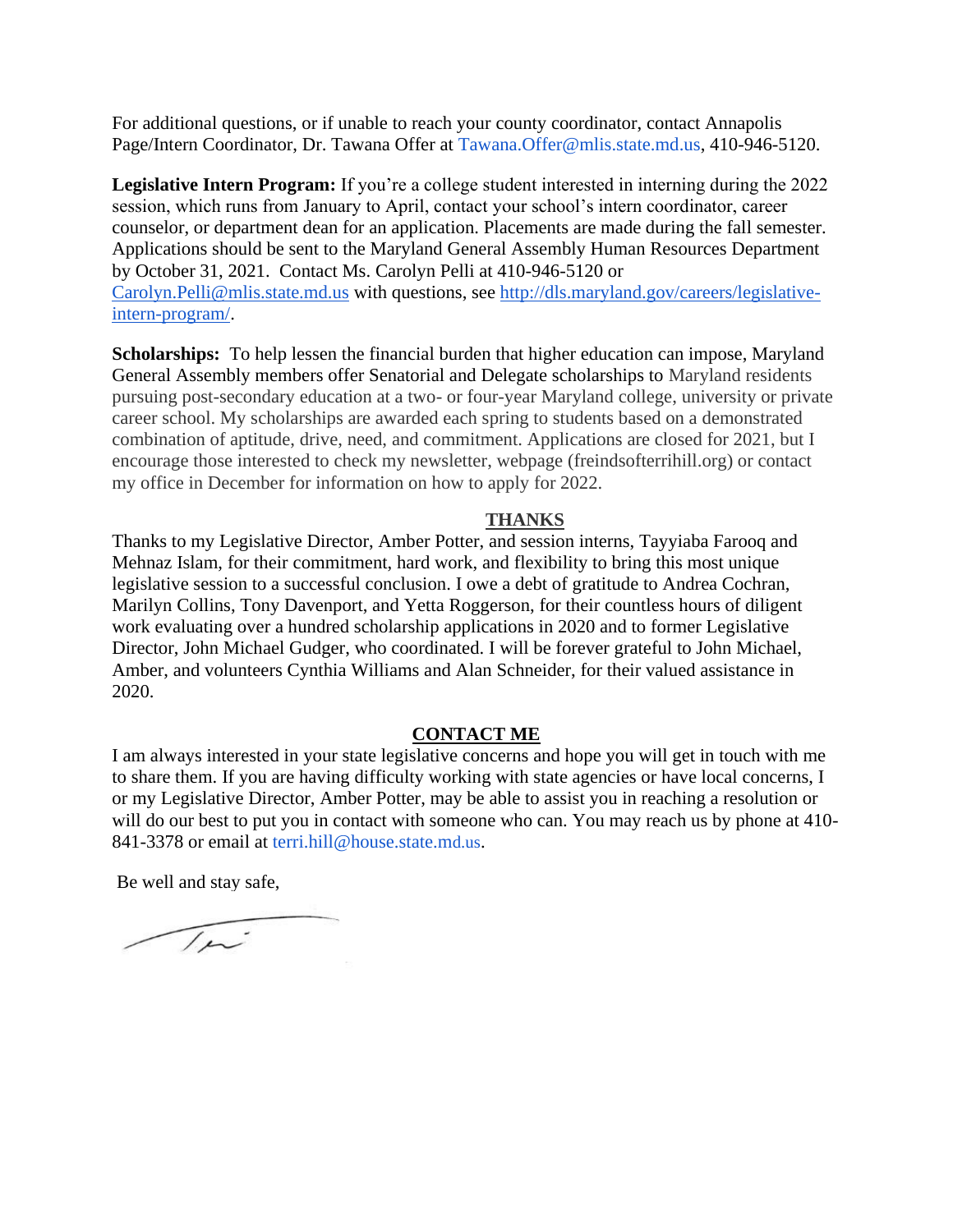For additional questions, or if unable to reach your county coordinator, contact Annapolis Page/Intern Coordinator, Dr. Tawana Offer at Tawana.Offer@mlis.state.md.us, 410-946-5120.

**Legislative Intern Program:** If you're a college student interested in interning during the 2022 session, which runs from January to April, contact your school's intern coordinator, career counselor, or department dean for an application. Placements are made during the fall semester. Applications should be sent to the Maryland General Assembly Human Resources Department by October 31, 2021. Contact Ms. Carolyn Pelli at 410-946-5120 or Carolyn.Pelli@mlis.state.md.us with questions, see http://dls.maryland.gov/careers/legislative-intern-program/.

**Scholarships:** To help lessen the financial burden that higher education can impose, Maryland General Assembly members offer Senatorial and Delegate scholarships to Maryland residents pursuing post-secondary education at a two- or four-year Maryland college, university or private career school. My scholarships are awarded each spring to students based on a demonstrated combination of aptitude, drive, need, and commitment. Applications are closed for 2021, but I encourage those interested to check my newsletter, webpage (freindsofterrihill.org) or contact my office in December for information on how to apply for 2022.

## THANKS

Thanks to my Legislative Director, Amber Potter, and session interns, Tayyiaba Farooq and Mehnaz Islam, for their commitment, hard work, and flexibility to bring this most unique legislative session to a successful conclusion. I owe a debt of gratitude to Andrea Cochran, Marilyn Collins, Tony Davenport, and Yetta Roggerson, for their countless hours of diligent work evaluating over a hundred scholarship applications in 2020 and to former Legislative Director, John Michael Gudger, who coordinated. I will be forever grateful to John Michael, Amber, and volunteers Cynthia Williams and Alan Schneider, for their valued assistance in 2020.

## CONTACT ME

I am always interested in your state legislative concerns and hope you will get in touch with me to share them. If you are having difficulty working with state agencies or have local concerns, I or my Legislative Director, Amber Potter, may be able to assist you in reaching a resolution or will do our best to put you in contact with someone who can. You may reach us by phone at 410-841-3378 or email at terri.hill@house.state.md.us.

Be well and stay safe,

Teri